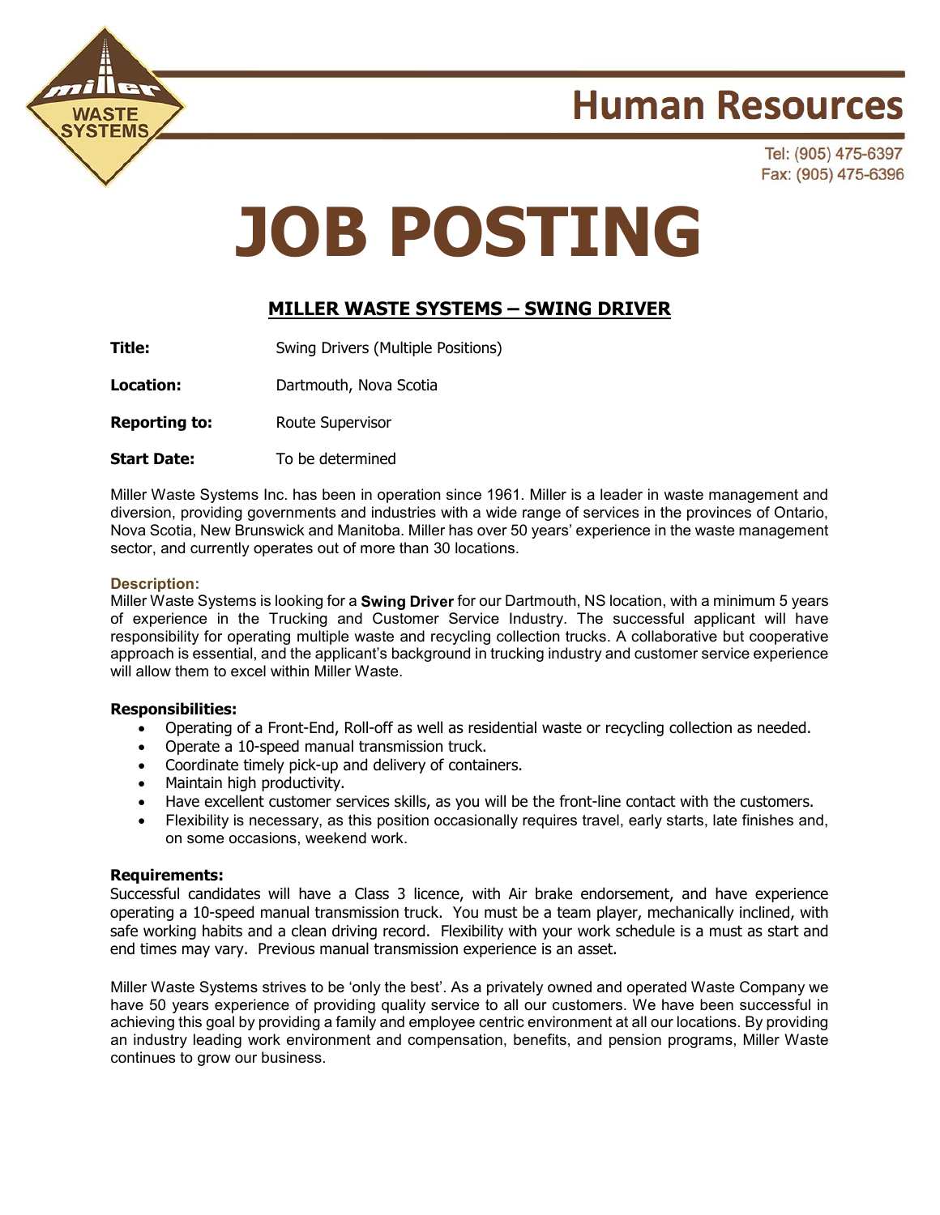# Human Resources

Tel: (905) 475-6397
Fax: (905) 475-6396

# JOB POSTING

## MILLER WASTE SYSTEMS – SWING DRIVER

**Title:** Swing Drivers (Multiple Positions)

**Location:** Dartmouth, Nova Scotia

**Reporting to:** Route Supervisor

**Start Date:** To be determined

Miller Waste Systems Inc. has been in operation since 1961. Miller is a leader in waste management and diversion, providing governments and industries with a wide range of services in the provinces of Ontario, Nova Scotia, New Brunswick and Manitoba. Miller has over 50 years' experience in the waste management sector, and currently operates out of more than 30 locations.

**Description:**

Miller Waste Systems is looking for a **Swing Driver** for our Dartmouth, NS location, with a minimum 5 years of experience in the Trucking and Customer Service Industry. The successful applicant will have responsibility for operating multiple waste and recycling collection trucks. A collaborative but cooperative approach is essential, and the applicant's background in trucking industry and customer service experience will allow them to excel within Miller Waste.

**Responsibilities:**

- Operating of a Front-End, Roll-off as well as residential waste or recycling collection as needed.
- Operate a 10-speed manual transmission truck.
- Coordinate timely pick-up and delivery of containers.
- Maintain high productivity.
- Have excellent customer services skills, as you will be the front-line contact with the customers.
- Flexibility is necessary, as this position occasionally requires travel, early starts, late finishes and, on some occasions, weekend work.

**Requirements:**

Successful candidates will have a Class 3 licence, with Air brake endorsement, and have experience operating a 10-speed manual transmission truck. You must be a team player, mechanically inclined, with safe working habits and a clean driving record. Flexibility with your work schedule is a must as start and end times may vary. Previous manual transmission experience is an asset.

Miller Waste Systems strives to be 'only the best'. As a privately owned and operated Waste Company we have 50 years experience of providing quality service to all our customers. We have been successful in achieving this goal by providing a family and employee centric environment at all our locations. By providing an industry leading work environment and compensation, benefits, and pension programs, Miller Waste continues to grow our business.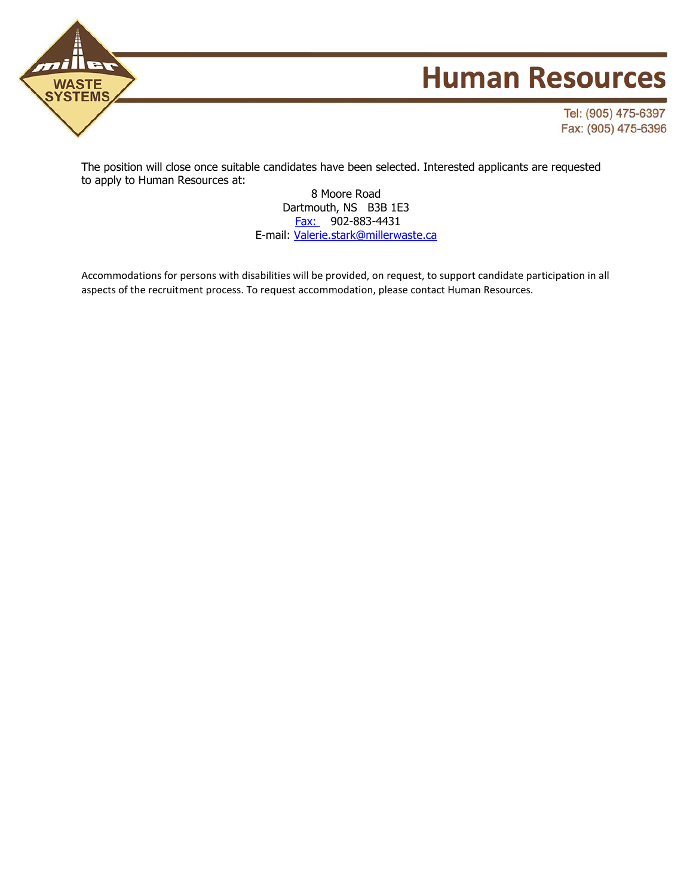The position will close once suitable candidates have been selected. Interested applicants are requested to apply to Human Resources at:

8 Moore Road
Dartmouth, NS B3B 1E3
Fax: 902-883-4431
E-mail: Valerie.stark@millerwaste.ca

Accommodations for persons with disabilities will be provided, on request, to support candidate participation in all aspects of the recruitment process. To request accommodation, please contact Human Resources.